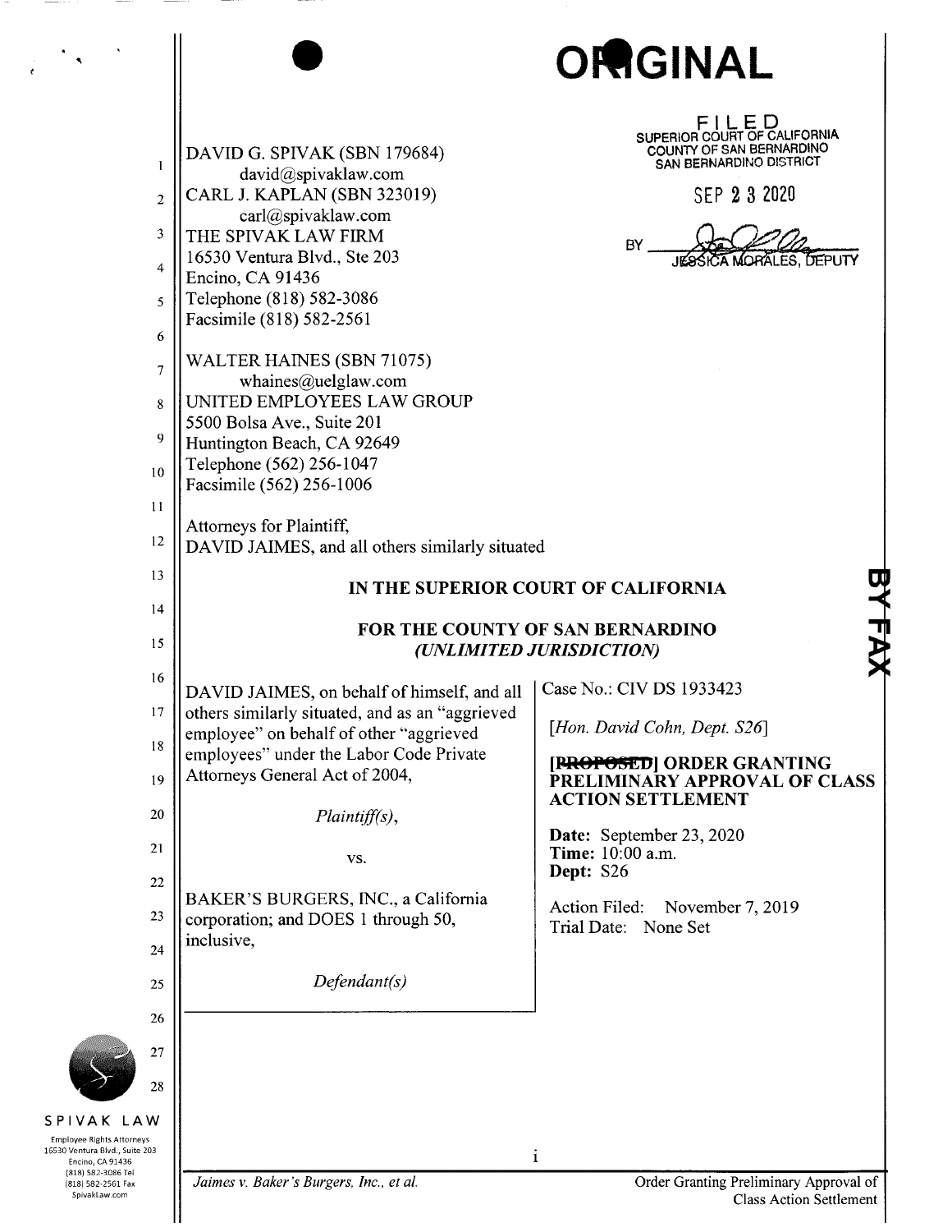ORIGINAL

FILED
SUPERIOR COURT OF CALIFORNIA
COUNTY OF SAN BERNARDINO
SAN BERNARDINO DISTRICT

SEP 23 2020

BY JESSICA MORALES, DEPUTY

DAVID G. SPIVAK (SBN 179684)
david@spivaklaw.com
CARL J. KAPLAN (SBN 323019)
carl@spivaklaw.com
THE SPIVAK LAW FIRM
16530 Ventura Blvd., Ste 203
Encino, CA 91436
Telephone (818) 582-3086
Facsimile (818) 582-2561

WALTER HAINES (SBN 71075)
whaines@uelglaw.com
UNITED EMPLOYEES LAW GROUP
5500 Bolsa Ave., Suite 201
Huntington Beach, CA 92649
Telephone (562) 256-1047
Facsimile (562) 256-1006

Attorneys for Plaintiff,
DAVID JAIMES, and all others similarly situated

BY FAX

**IN THE SUPERIOR COURT OF CALIFORNIA**

**FOR THE COUNTY OF SAN BERNARDINO**
***(UNLIMITED JURISDICTION)***

| | |
|---|---|
| DAVID JAIMES, on behalf of himself, and all others similarly situated, and as an "aggrieved employee" on behalf of other "aggrieved employees" under the Labor Code Private Attorneys General Act of 2004,<br><br>*Plaintiff(s)*,<br><br>vs.<br><br>BAKER'S BURGERS, INC., a California corporation; and DOES 1 through 50, inclusive,<br><br>*Defendant(s)* | Case No.: CIV DS 1933423<br><br>*[Hon. David Cohn, Dept. S26]*<br><br>**~~[PROPOSED]~~ ORDER GRANTING PRELIMINARY APPROVAL OF CLASS ACTION SETTLEMENT**<br><br>**Date:** September 23, 2020<br>**Time:** 10:00 a.m.<br>**Dept:** S26<br><br>Action Filed: November 7, 2019<br>Trial Date: None Set |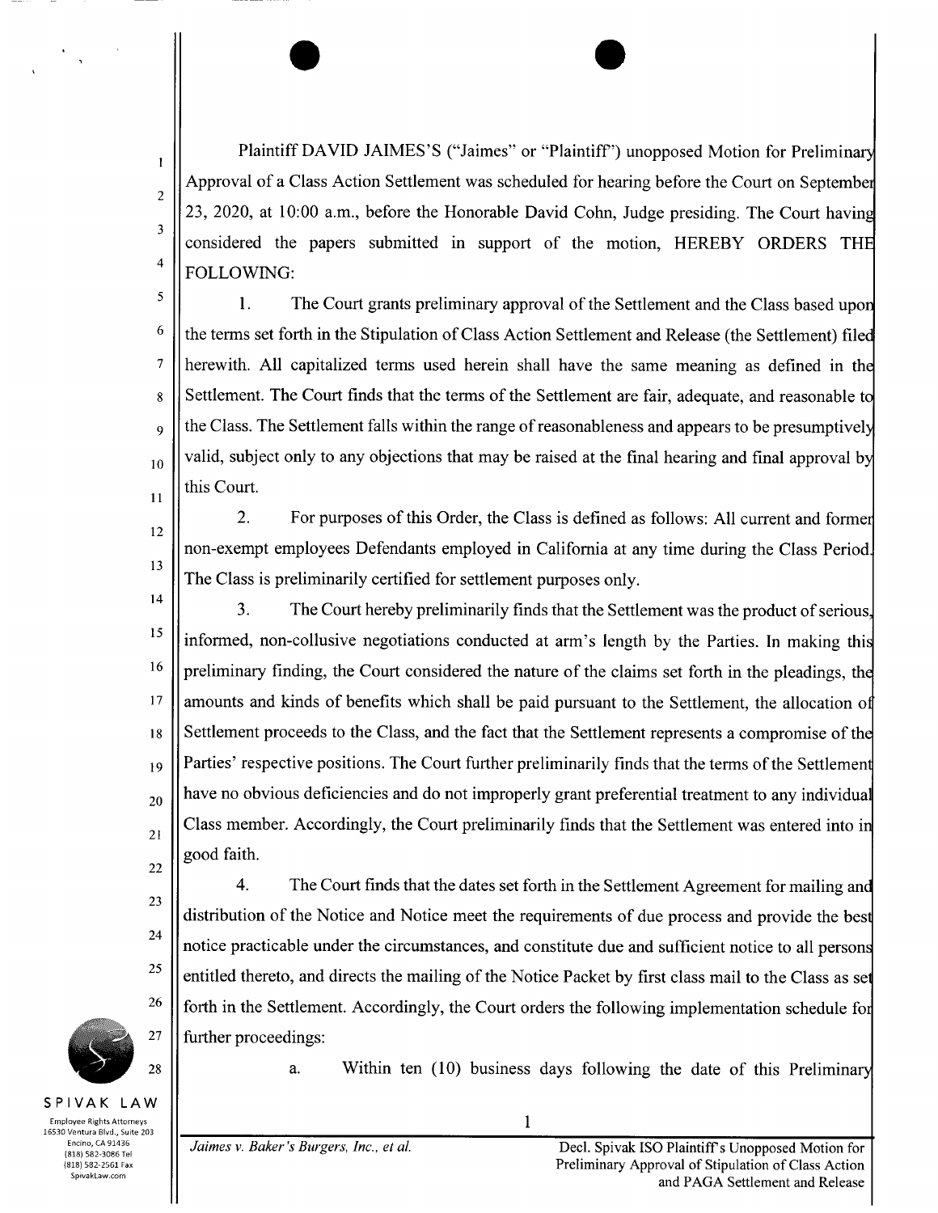Plaintiff DAVID JAIMES'S ("Jaimes" or "Plaintiff") unopposed Motion for Preliminary Approval of a Class Action Settlement was scheduled for hearing before the Court on September 23, 2020, at 10:00 a.m., before the Honorable David Cohn, Judge presiding. The Court having considered the papers submitted in support of the motion, HEREBY ORDERS THE FOLLOWING:

1. The Court grants preliminary approval of the Settlement and the Class based upon the terms set forth in the Stipulation of Class Action Settlement and Release (the Settlement) filed herewith. All capitalized terms used herein shall have the same meaning as defined in the Settlement. The Court finds that the terms of the Settlement are fair, adequate, and reasonable to the Class. The Settlement falls within the range of reasonableness and appears to be presumptively valid, subject only to any objections that may be raised at the final hearing and final approval by this Court.

2. For purposes of this Order, the Class is defined as follows: All current and former non-exempt employees Defendants employed in California at any time during the Class Period. The Class is preliminarily certified for settlement purposes only.

3. The Court hereby preliminarily finds that the Settlement was the product of serious, informed, non-collusive negotiations conducted at arm's length by the Parties. In making this preliminary finding, the Court considered the nature of the claims set forth in the pleadings, the amounts and kinds of benefits which shall be paid pursuant to the Settlement, the allocation of Settlement proceeds to the Class, and the fact that the Settlement represents a compromise of the Parties' respective positions. The Court further preliminarily finds that the terms of the Settlement have no obvious deficiencies and do not improperly grant preferential treatment to any individual Class member. Accordingly, the Court preliminarily finds that the Settlement was entered into in good faith.

4. The Court finds that the dates set forth in the Settlement Agreement for mailing and distribution of the Notice and Notice meet the requirements of due process and provide the best notice practicable under the circumstances, and constitute due and sufficient notice to all persons entitled thereto, and directs the mailing of the Notice Packet by first class mail to the Class as set forth in the Settlement. Accordingly, the Court orders the following implementation schedule for further proceedings:

a. Within ten (10) business days following the date of this Preliminary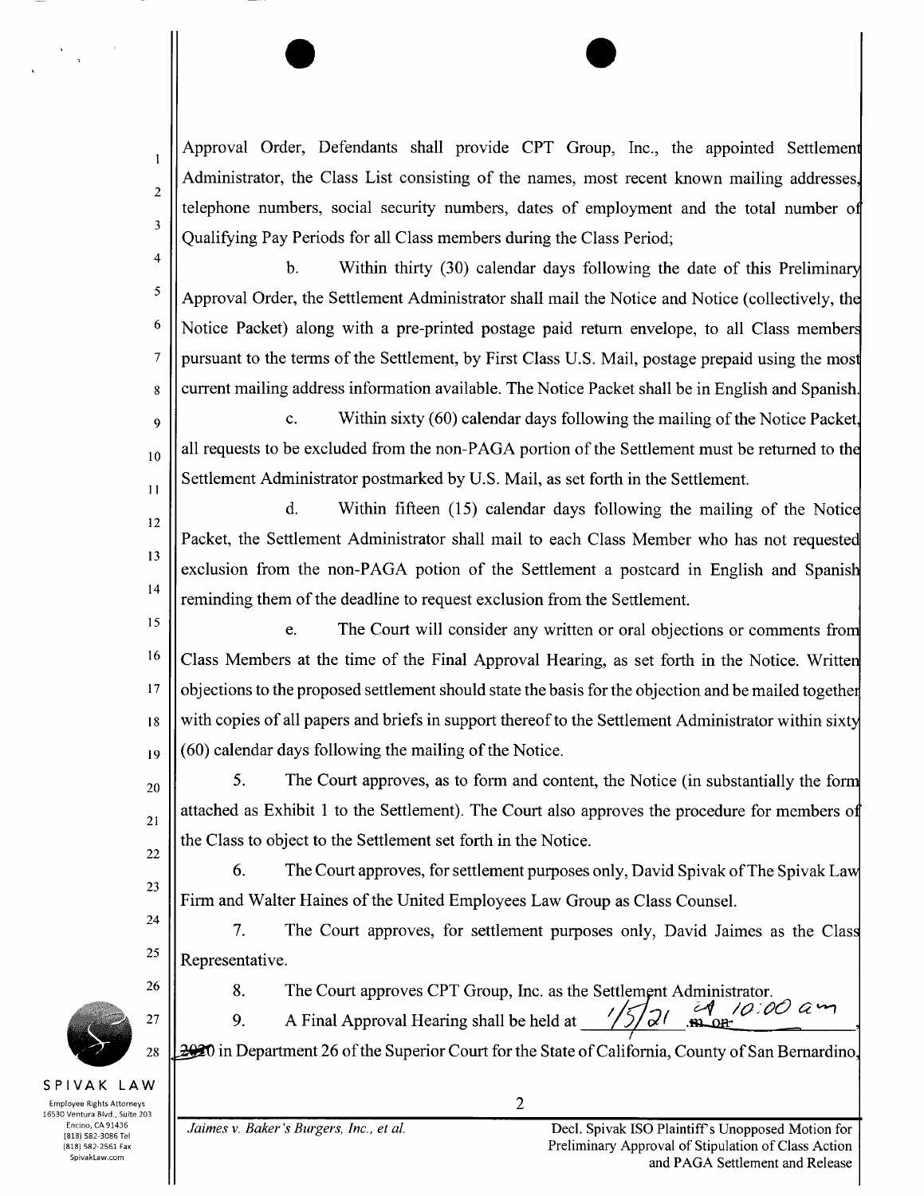Approval Order, Defendants shall provide CPT Group, Inc., the appointed Settlement Administrator, the Class List consisting of the names, most recent known mailing addresses, telephone numbers, social security numbers, dates of employment and the total number of Qualifying Pay Periods for all Class members during the Class Period;

b. Within thirty (30) calendar days following the date of this Preliminary Approval Order, the Settlement Administrator shall mail the Notice and Notice (collectively, the Notice Packet) along with a pre-printed postage paid return envelope, to all Class members pursuant to the terms of the Settlement, by First Class U.S. Mail, postage prepaid using the most current mailing address information available. The Notice Packet shall be in English and Spanish.

c. Within sixty (60) calendar days following the mailing of the Notice Packet, all requests to be excluded from the non-PAGA portion of the Settlement must be returned to the Settlement Administrator postmarked by U.S. Mail, as set forth in the Settlement.

d. Within fifteen (15) calendar days following the mailing of the Notice Packet, the Settlement Administrator shall mail to each Class Member who has not requested exclusion from the non-PAGA potion of the Settlement a postcard in English and Spanish reminding them of the deadline to request exclusion from the Settlement.

e. The Court will consider any written or oral objections or comments from Class Members at the time of the Final Approval Hearing, as set forth in the Notice. Written objections to the proposed settlement should state the basis for the objection and be mailed together with copies of all papers and briefs in support thereof to the Settlement Administrator within sixty (60) calendar days following the mailing of the Notice.

5. The Court approves, as to form and content, the Notice (in substantially the form attached as Exhibit 1 to the Settlement). The Court also approves the procedure for members of the Class to object to the Settlement set forth in the Notice.

6. The Court approves, for settlement purposes only, David Spivak of The Spivak Law Firm and Walter Haines of the United Employees Law Group as Class Counsel.

7. The Court approves, for settlement purposes only, David Jaimes as the Class Representative.

8. The Court approves CPT Group, Inc. as the Settlement Administrator.

9. A Final Approval Hearing shall be held at 1/5/21 at 10:00 am ~~.m. on~~ ~~2020~~ in Department 26 of the Superior Court for the State of California, County of San Bernardino,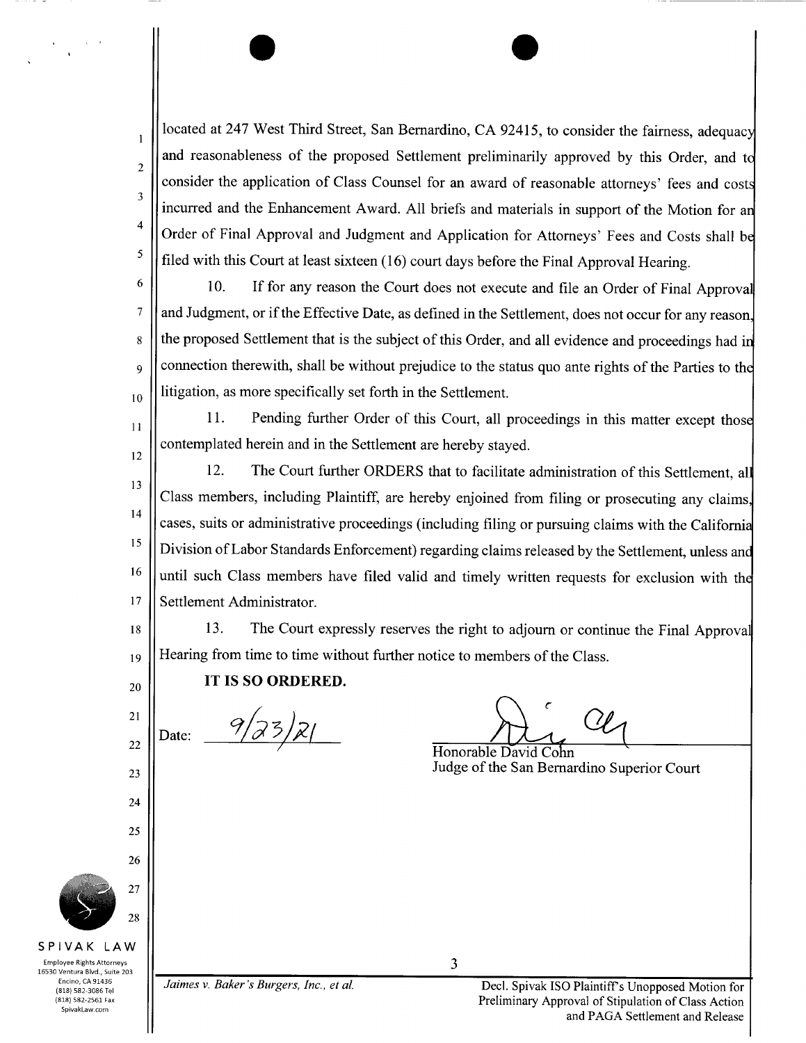located at 247 West Third Street, San Bernardino, CA 92415, to consider the fairness, adequacy and reasonableness of the proposed Settlement preliminarily approved by this Order, and to consider the application of Class Counsel for an award of reasonable attorneys' fees and costs incurred and the Enhancement Award. All briefs and materials in support of the Motion for an Order of Final Approval and Judgment and Application for Attorneys' Fees and Costs shall be filed with this Court at least sixteen (16) court days before the Final Approval Hearing.

10. If for any reason the Court does not execute and file an Order of Final Approval and Judgment, or if the Effective Date, as defined in the Settlement, does not occur for any reason, the proposed Settlement that is the subject of this Order, and all evidence and proceedings had in connection therewith, shall be without prejudice to the status quo ante rights of the Parties to the litigation, as more specifically set forth in the Settlement.

11. Pending further Order of this Court, all proceedings in this matter except those contemplated herein and in the Settlement are hereby stayed.

12. The Court further ORDERS that to facilitate administration of this Settlement, all Class members, including Plaintiff, are hereby enjoined from filing or prosecuting any claims, cases, suits or administrative proceedings (including filing or pursuing claims with the California Division of Labor Standards Enforcement) regarding claims released by the Settlement, unless and until such Class members have filed valid and timely written requests for exclusion with the Settlement Administrator.

13. The Court expressly reserves the right to adjourn or continue the Final Approval Hearing from time to time without further notice to members of the Class.

**IT IS SO ORDERED.**

Date: 9/23/21

Honorable David Cohn
Judge of the San Bernardino Superior Court

*Jaimes v. Baker's Burgers, Inc., et al.*

Decl. Spivak ISO Plaintiff's Unopposed Motion for Preliminary Approval of Stipulation of Class Action and PAGA Settlement and Release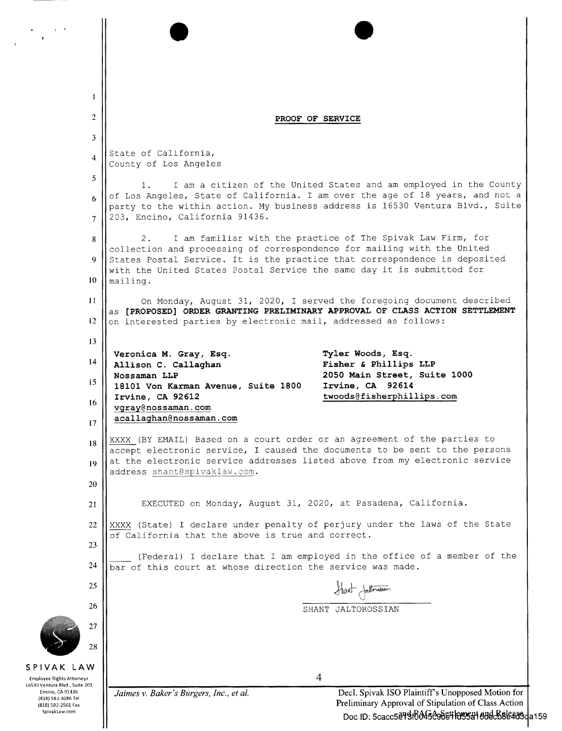## PROOF OF SERVICE

State of California,
County of Los Angeles

1. I am a citizen of the United States and am employed in the County of Los Angeles, State of California. I am over the age of 18 years, and not a party to the within action. My business address is 16530 Ventura Blvd., Suite 203, Encino, California 91436.

2. I am familiar with the practice of The Spivak Law Firm, for collection and processing of correspondence for mailing with the United States Postal Service. It is the practice that correspondence is deposited with the United States Postal Service the same day it is submitted for mailing.

On Monday, August 31, 2020, I served the foregoing document described as **[PROPOSED] ORDER GRANTING PRELIMINARY APPROVAL OF CLASS ACTION SETTLEMENT** on interested parties by electronic mail, addressed as follows:

**Veronica M. Gray, Esq.**
**Allison C. Callaghan**
**Nossaman LLP**
**18101 Von Karman Avenue, Suite 1800**
**Irvine, CA 92612**
**vgray@nossaman.com**
**acallaghan@nossaman.com**

**Tyler Woods, Esq.**
**Fisher & Phillips LLP**
**2050 Main Street, Suite 1000**
**Irvine, CA 92614**
**twoods@fisherphillips.com**

XXXX (BY EMAIL) Based on a court order or an agreement of the parties to accept electronic service, I caused the documents to be sent to the persons at the electronic service addresses listed above from my electronic service address shant@spivaklaw.com.

EXECUTED on Monday, August 31, 2020, at Pasadena, California.

XXXX (State) I declare under penalty of perjury under the laws of the State of California that the above is true and correct.

____ (Federal) I declare that I am employed in the office of a member of the bar of this court at whose direction the service was made.

SHANT JALTOROSSIAN

SPIVAK LAW
Employee Rights Attorneys
16530 Ventura Blvd., Suite 203
Encino, CA 91436
(818) 582-3086 Tel
(818) 582-2561 Fax
SpivakLaw.com

*Jaimes v. Baker's Burgers, Inc., et al.*

Decl. Spivak ISO Plaintiff's Unopposed Motion for Preliminary Approval of Stipulation of Class Action and PAGA Settlement and Release

Doc ID: 5cacc5e13f0045c9be1fd55a16dec58e4d3ca159